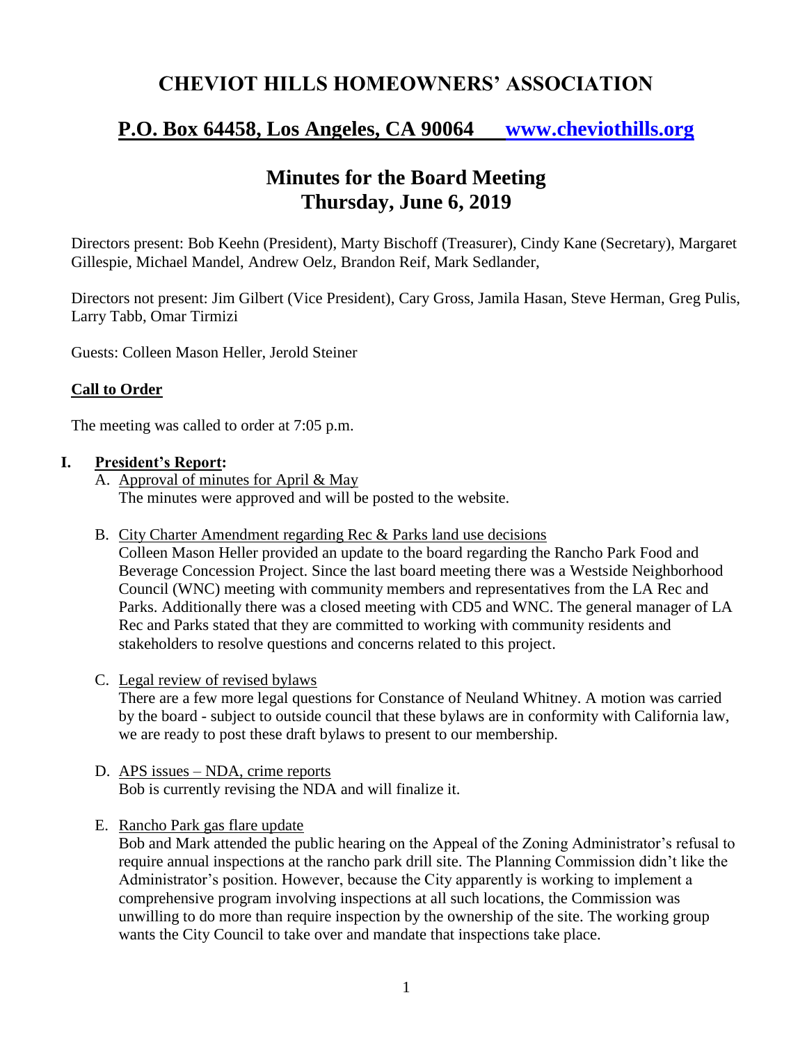# CHEVIOT HILLS HOMEOWNERS' ASSOCIATION

## P.O. Box 64458, Los Angeles, CA 90064 www.cheviothills.org

## Minutes for the Board Meeting
## Thursday, June 6, 2019

Directors present: Bob Keehn (President), Marty Bischoff (Treasurer), Cindy Kane (Secretary), Margaret Gillespie, Michael Mandel, Andrew Oelz, Brandon Reif, Mark Sedlander,

Directors not present: Jim Gilbert (Vice President), Cary Gross, Jamila Hasan, Steve Herman, Greg Pulis, Larry Tabb, Omar Tirmizi

Guests: Colleen Mason Heller, Jerold Steiner

### Call to Order

The meeting was called to order at 7:05 p.m.

### I. President's Report:

A. Approval of minutes for April & May
The minutes were approved and will be posted to the website.

B. City Charter Amendment regarding Rec & Parks land use decisions
Colleen Mason Heller provided an update to the board regarding the Rancho Park Food and Beverage Concession Project. Since the last board meeting there was a Westside Neighborhood Council (WNC) meeting with community members and representatives from the LA Rec and Parks. Additionally there was a closed meeting with CD5 and WNC. The general manager of LA Rec and Parks stated that they are committed to working with community residents and stakeholders to resolve questions and concerns related to this project.

C. Legal review of revised bylaws
There are a few more legal questions for Constance of Neuland Whitney. A motion was carried by the board - subject to outside council that these bylaws are in conformity with California law, we are ready to post these draft bylaws to present to our membership.

D. APS issues – NDA, crime reports
Bob is currently revising the NDA and will finalize it.

E. Rancho Park gas flare update
Bob and Mark attended the public hearing on the Appeal of the Zoning Administrator's refusal to require annual inspections at the rancho park drill site. The Planning Commission didn't like the Administrator's position. However, because the City apparently is working to implement a comprehensive program involving inspections at all such locations, the Commission was unwilling to do more than require inspection by the ownership of the site. The working group wants the City Council to take over and mandate that inspections take place.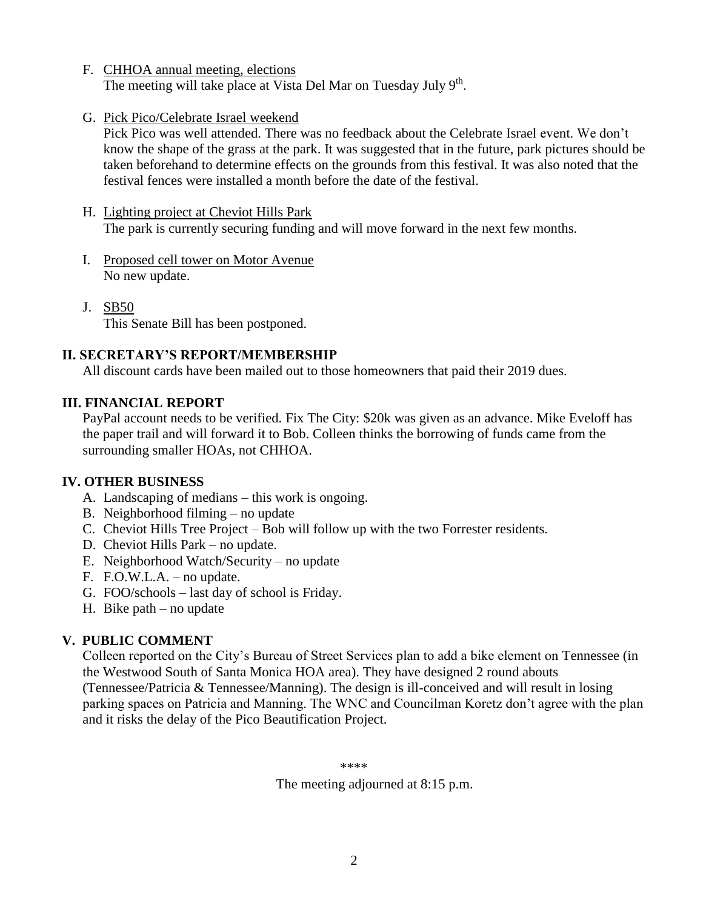F. <u>CHHOA annual meeting, elections</u>
   The meeting will take place at Vista Del Mar on Tuesday July 9th.

G. <u>Pick Pico/Celebrate Israel weekend</u>
   Pick Pico was well attended. There was no feedback about the Celebrate Israel event. We don't know the shape of the grass at the park. It was suggested that in the future, park pictures should be taken beforehand to determine effects on the grounds from this festival. It was also noted that the festival fences were installed a month before the date of the festival.

H. <u>Lighting project at Cheviot Hills Park</u>
   The park is currently securing funding and will move forward in the next few months.

I. <u>Proposed cell tower on Motor Avenue</u>
   No new update.

J. <u>SB50</u>
   This Senate Bill has been postponed.

## II. SECRETARY'S REPORT/MEMBERSHIP

All discount cards have been mailed out to those homeowners that paid their 2019 dues.

## III. FINANCIAL REPORT

PayPal account needs to be verified. Fix The City: $20k was given as an advance. Mike Eveloff has the paper trail and will forward it to Bob. Colleen thinks the borrowing of funds came from the surrounding smaller HOAs, not CHHOA.

## IV. OTHER BUSINESS

A. Landscaping of medians – this work is ongoing.
B. Neighborhood filming – no update
C. Cheviot Hills Tree Project – Bob will follow up with the two Forrester residents.
D. Cheviot Hills Park – no update.
E. Neighborhood Watch/Security – no update
F. F.O.W.L.A. – no update.
G. FOO/schools – last day of school is Friday.
H. Bike path – no update

## V. PUBLIC COMMENT

Colleen reported on the City's Bureau of Street Services plan to add a bike element on Tennessee (in the Westwood South of Santa Monica HOA area). They have designed 2 round abouts (Tennessee/Patricia & Tennessee/Manning). The design is ill-conceived and will result in losing parking spaces on Patricia and Manning. The WNC and Councilman Koretz don't agree with the plan and it risks the delay of the Pico Beautification Project.

****

The meeting adjourned at 8:15 p.m.